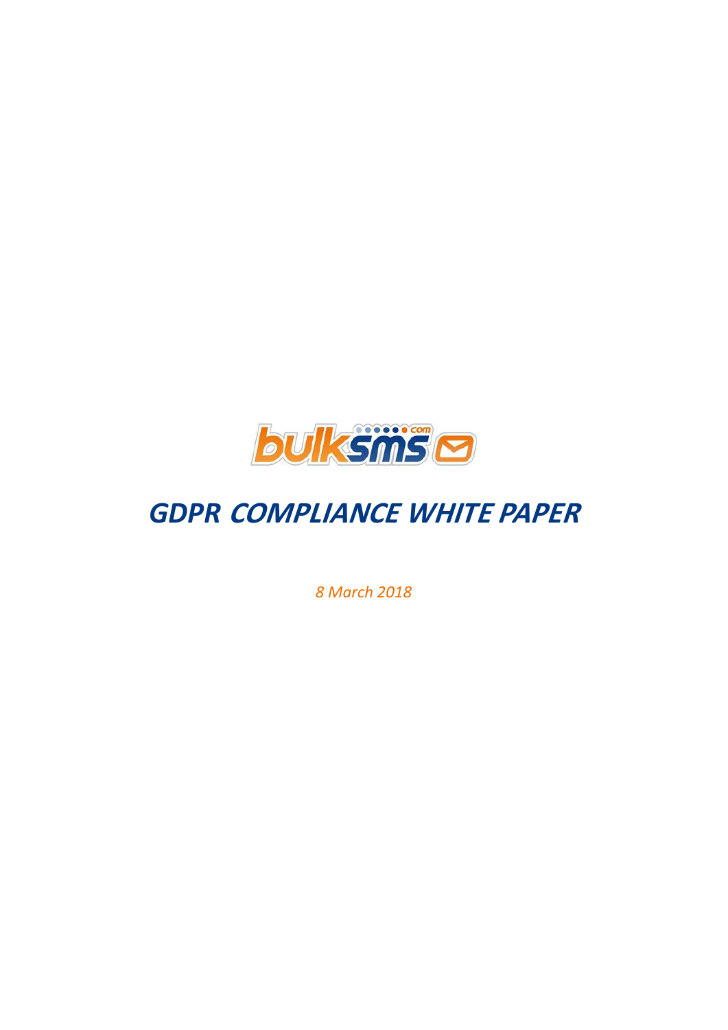# *GDPR COMPLIANCE WHITE PAPER*

*8 March 2018*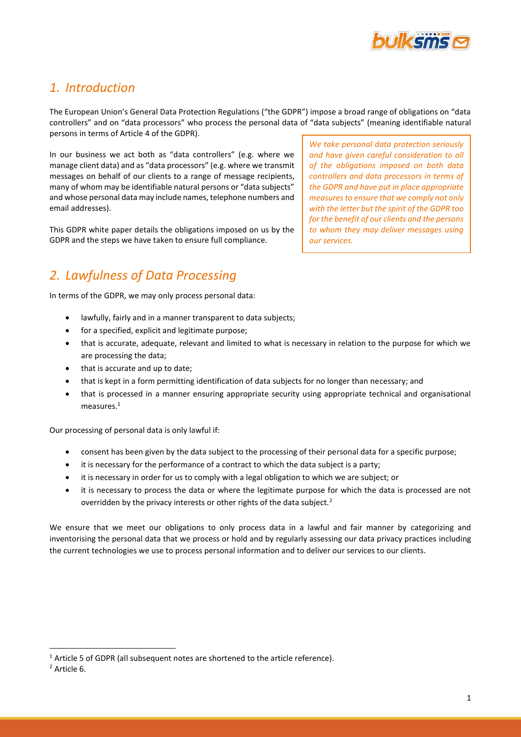## *1. Introduction*

The European Union's General Data Protection Regulations ("the GDPR") impose a broad range of obligations on "data controllers" and on "data processors" who process the personal data of "data subjects" (meaning identifiable natural persons in terms of Article 4 of the GDPR).

In our business we act both as "data controllers" (e.g. where we manage client data) and as "data processors" (e.g. where we transmit messages on behalf of our clients to a range of message recipients, many of whom may be identifiable natural persons or "data subjects" and whose personal data may include names, telephone numbers and email addresses).

This GDPR white paper details the obligations imposed on us by the GDPR and the steps we have taken to ensure full compliance.

*We take personal data protection seriously and have given careful consideration to all of the obligations imposed on both data controllers and data processors in terms of the GDPR and have put in place appropriate measures to ensure that we comply not only with the letter but the spirit of the GDPR too for the benefit of our clients and the persons to whom they may deliver messages using our services.*

## *2. Lawfulness of Data Processing*

In terms of the GDPR, we may only process personal data:

- lawfully, fairly and in a manner transparent to data subjects;
- for a specified, explicit and legitimate purpose;
- that is accurate, adequate, relevant and limited to what is necessary in relation to the purpose for which we are processing the data;
- that is accurate and up to date;
- that is kept in a form permitting identification of data subjects for no longer than necessary; and
- that is processed in a manner ensuring appropriate security using appropriate technical and organisational measures.[1]

Our processing of personal data is only lawful if:

- consent has been given by the data subject to the processing of their personal data for a specific purpose;
- it is necessary for the performance of a contract to which the data subject is a party;
- it is necessary in order for us to comply with a legal obligation to which we are subject; or
- it is necessary to process the data or where the legitimate purpose for which the data is processed are not overridden by the privacy interests or other rights of the data subject.[2]

We ensure that we meet our obligations to only process data in a lawful and fair manner by categorizing and inventorising the personal data that we process or hold and by regularly assessing our data privacy practices including the current technologies we use to process personal information and to deliver our services to our clients.

---

[1] Article 5 of GDPR (all subsequent notes are shortened to the article reference).

[2] Article 6.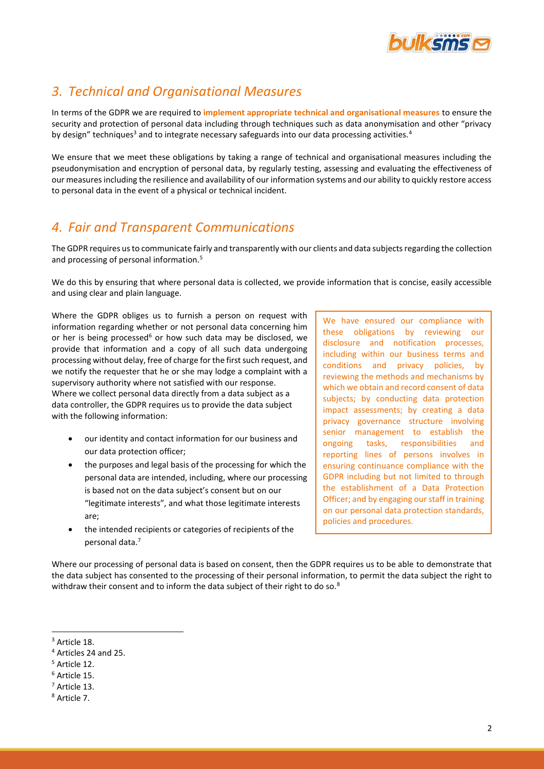## *3. Technical and Organisational Measures*

In terms of the GDPR we are required to **implement appropriate technical and organisational measures** to ensure the security and protection of personal data including through techniques such as data anonymisation and other "privacy by design" techniques[3] and to integrate necessary safeguards into our data processing activities.[4]

We ensure that we meet these obligations by taking a range of technical and organisational measures including the pseudonymisation and encryption of personal data, by regularly testing, assessing and evaluating the effectiveness of our measures including the resilience and availability of our information systems and our ability to quickly restore access to personal data in the event of a physical or technical incident.

## *4. Fair and Transparent Communications*

The GDPR requires us to communicate fairly and transparently with our clients and data subjects regarding the collection and processing of personal information.[5]

We do this by ensuring that where personal data is collected, we provide information that is concise, easily accessible and using clear and plain language.

Where the GDPR obliges us to furnish a person on request with information regarding whether or not personal data concerning him or her is being processed[6] or how such data may be disclosed, we provide that information and a copy of all such data undergoing processing without delay, free of charge for the first such request, and we notify the requester that he or she may lodge a complaint with a supervisory authority where not satisfied with our response.
Where we collect personal data directly from a data subject as a data controller, the GDPR requires us to provide the data subject with the following information:

- our identity and contact information for our business and our data protection officer;
- the purposes and legal basis of the processing for which the personal data are intended, including, where our processing is based not on the data subject's consent but on our "legitimate interests", and what those legitimate interests are;
- the intended recipients or categories of recipients of the personal data.[7]

We have ensured our compliance with these obligations by reviewing our disclosure and notification processes, including within our business terms and conditions and privacy policies, by reviewing the methods and mechanisms by which we obtain and record consent of data subjects; by conducting data protection impact assessments; by creating a data privacy governance structure involving senior management to establish the ongoing tasks, responsibilities and reporting lines of persons involves in ensuring continuance compliance with the GDPR including but not limited to through the establishment of a Data Protection Officer; and by engaging our staff in training on our personal data protection standards, policies and procedures.

Where our processing of personal data is based on consent, then the GDPR requires us to be able to demonstrate that the data subject has consented to the processing of their personal information, to permit the data subject the right to withdraw their consent and to inform the data subject of their right to do so.[8]

---

[3] Article 18.
[4] Articles 24 and 25.
[5] Article 12.
[6] Article 15.
[7] Article 13.
[8] Article 7.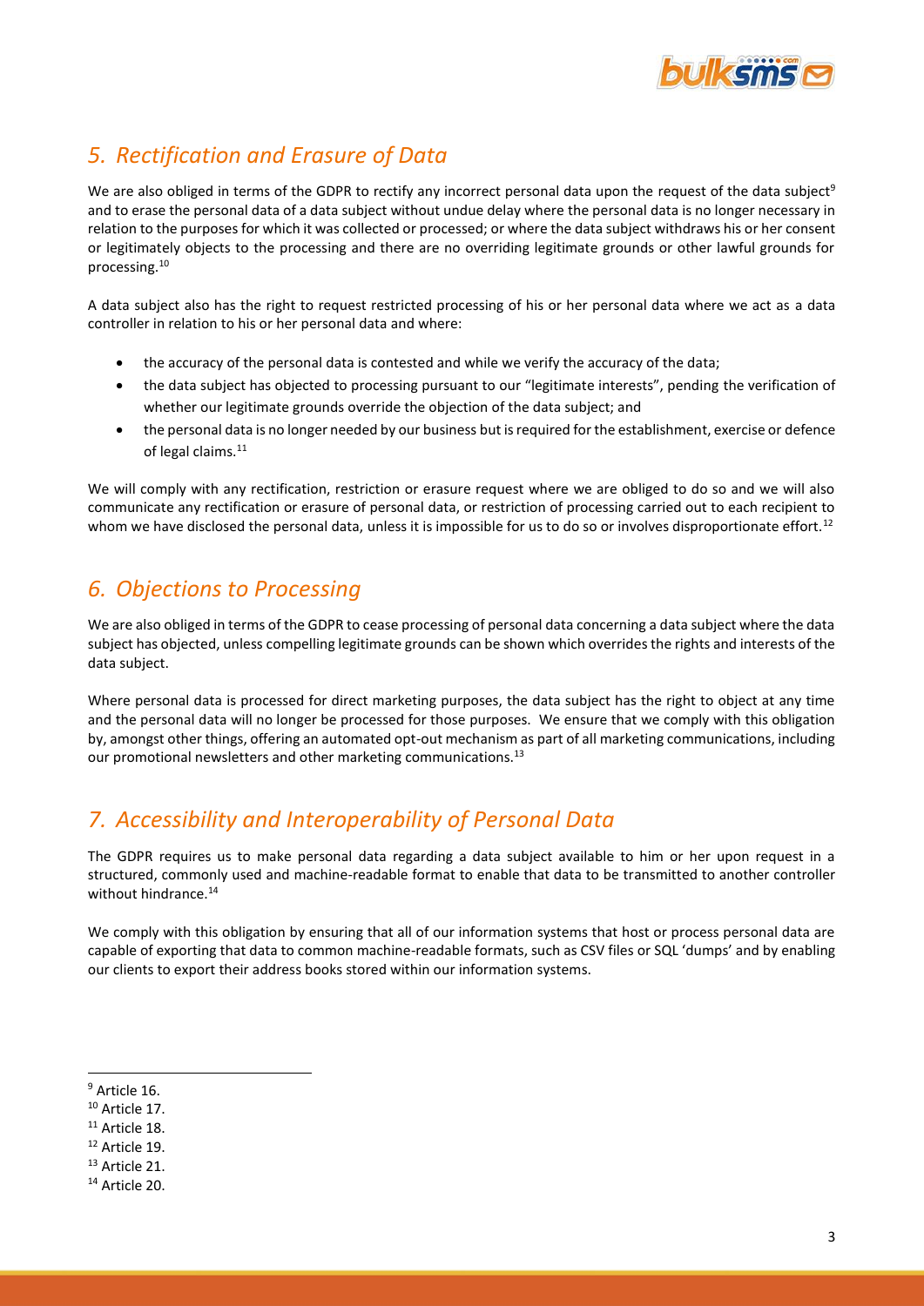## *5. Rectification and Erasure of Data*

We are also obliged in terms of the GDPR to rectify any incorrect personal data upon the request of the data subject[9] and to erase the personal data of a data subject without undue delay where the personal data is no longer necessary in relation to the purposes for which it was collected or processed; or where the data subject withdraws his or her consent or legitimately objects to the processing and there are no overriding legitimate grounds or other lawful grounds for processing.[10]

A data subject also has the right to request restricted processing of his or her personal data where we act as a data controller in relation to his or her personal data and where:

- the accuracy of the personal data is contested and while we verify the accuracy of the data;
- the data subject has objected to processing pursuant to our "legitimate interests", pending the verification of whether our legitimate grounds override the objection of the data subject; and
- the personal data is no longer needed by our business but is required for the establishment, exercise or defence of legal claims.[11]

We will comply with any rectification, restriction or erasure request where we are obliged to do so and we will also communicate any rectification or erasure of personal data, or restriction of processing carried out to each recipient to whom we have disclosed the personal data, unless it is impossible for us to do so or involves disproportionate effort.[12]

## *6. Objections to Processing*

We are also obliged in terms of the GDPR to cease processing of personal data concerning a data subject where the data subject has objected, unless compelling legitimate grounds can be shown which overrides the rights and interests of the data subject.

Where personal data is processed for direct marketing purposes, the data subject has the right to object at any time and the personal data will no longer be processed for those purposes. We ensure that we comply with this obligation by, amongst other things, offering an automated opt-out mechanism as part of all marketing communications, including our promotional newsletters and other marketing communications.[13]

## *7. Accessibility and Interoperability of Personal Data*

The GDPR requires us to make personal data regarding a data subject available to him or her upon request in a structured, commonly used and machine-readable format to enable that data to be transmitted to another controller without hindrance.[14]

We comply with this obligation by ensuring that all of our information systems that host or process personal data are capable of exporting that data to common machine-readable formats, such as CSV files or SQL 'dumps' and by enabling our clients to export their address books stored within our information systems.

---

[9] Article 16.
[10] Article 17.
[11] Article 18.
[12] Article 19.
[13] Article 21.
[14] Article 20.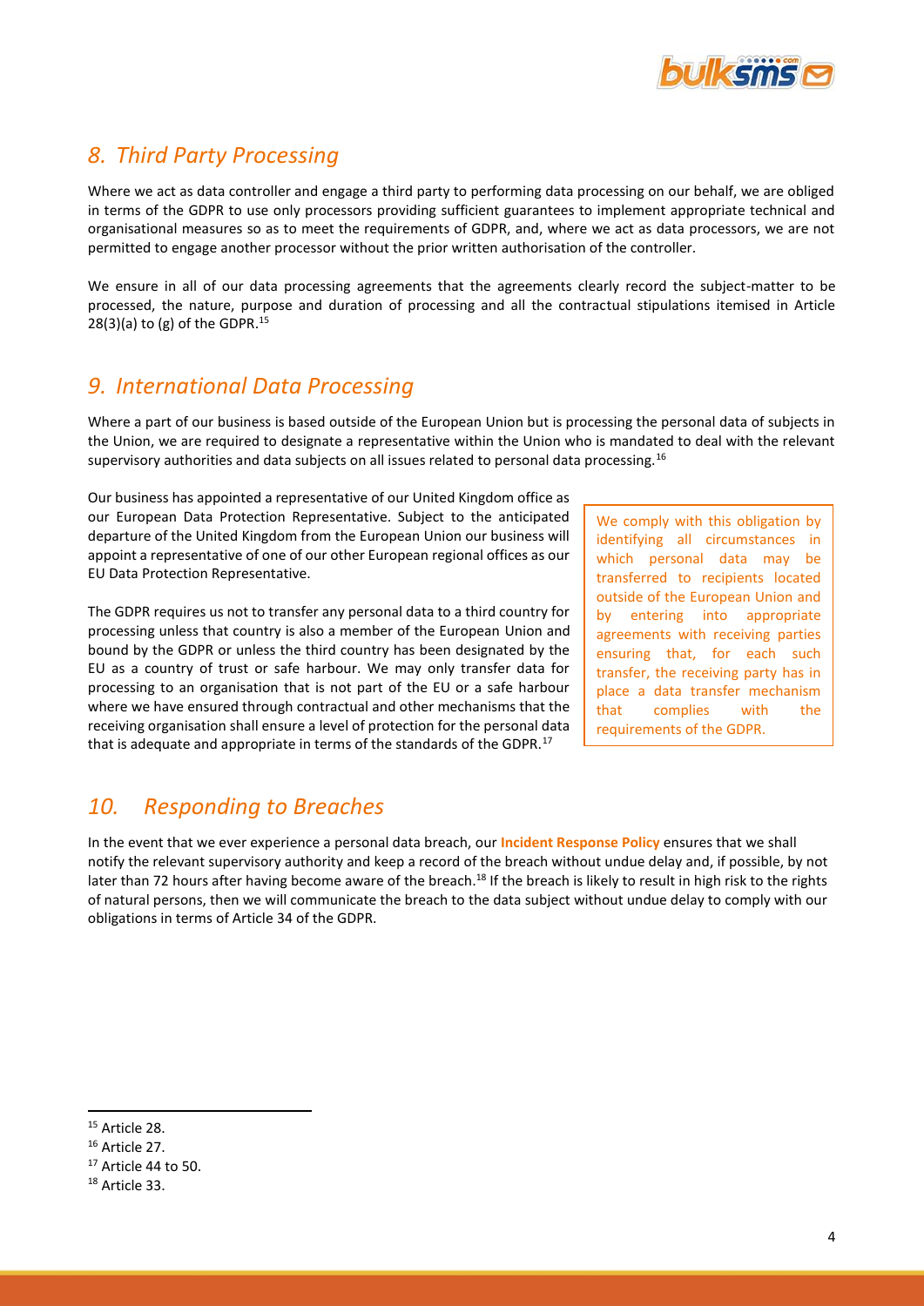## *8. Third Party Processing*

Where we act as data controller and engage a third party to performing data processing on our behalf, we are obliged in terms of the GDPR to use only processors providing sufficient guarantees to implement appropriate technical and organisational measures so as to meet the requirements of GDPR, and, where we act as data processors, we are not permitted to engage another processor without the prior written authorisation of the controller.

We ensure in all of our data processing agreements that the agreements clearly record the subject-matter to be processed, the nature, purpose and duration of processing and all the contractual stipulations itemised in Article 28(3)(a) to (g) of the GDPR.[15]

## *9. International Data Processing*

Where a part of our business is based outside of the European Union but is processing the personal data of subjects in the Union, we are required to designate a representative within the Union who is mandated to deal with the relevant supervisory authorities and data subjects on all issues related to personal data processing.[16]

Our business has appointed a representative of our United Kingdom office as our European Data Protection Representative. Subject to the anticipated departure of the United Kingdom from the European Union our business will appoint a representative of one of our other European regional offices as our EU Data Protection Representative.

The GDPR requires us not to transfer any personal data to a third country for processing unless that country is also a member of the European Union and bound by the GDPR or unless the third country has been designated by the EU as a country of trust or safe harbour. We may only transfer data for processing to an organisation that is not part of the EU or a safe harbour where we have ensured through contractual and other mechanisms that the receiving organisation shall ensure a level of protection for the personal data that is adequate and appropriate in terms of the standards of the GDPR.[17]

We comply with this obligation by identifying all circumstances in which personal data may be transferred to recipients located outside of the European Union and by entering into appropriate agreements with receiving parties ensuring that, for each such transfer, the receiving party has in place a data transfer mechanism that complies with the requirements of the GDPR.

## *10. Responding to Breaches*

In the event that we ever experience a personal data breach, our **Incident Response Policy** ensures that we shall notify the relevant supervisory authority and keep a record of the breach without undue delay and, if possible, by not later than 72 hours after having become aware of the breach.[18] If the breach is likely to result in high risk to the rights of natural persons, then we will communicate the breach to the data subject without undue delay to comply with our obligations in terms of Article 34 of the GDPR.

[15] Article 28.

[16] Article 27.

[17] Article 44 to 50.

[18] Article 33.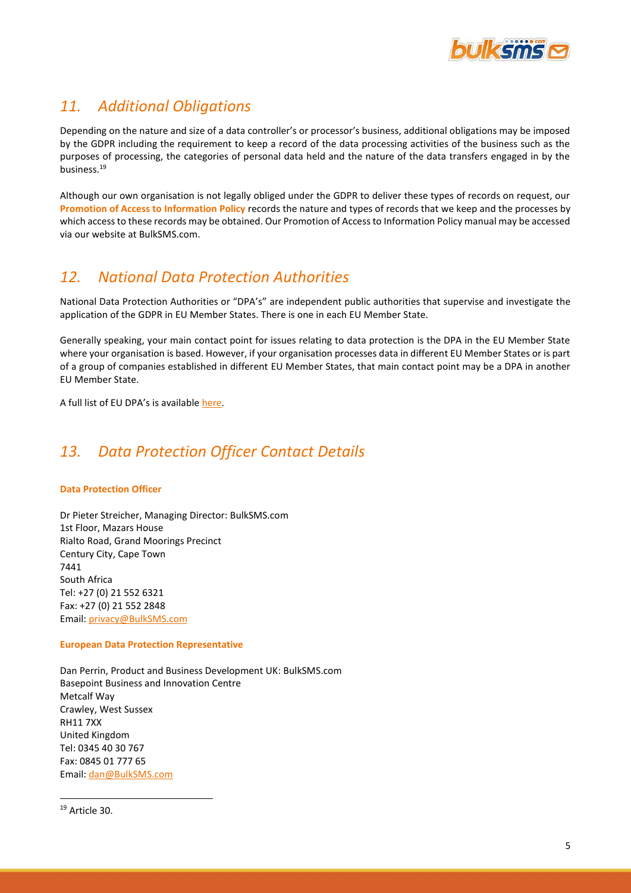## *11. Additional Obligations*

Depending on the nature and size of a data controller's or processor's business, additional obligations may be imposed by the GDPR including the requirement to keep a record of the data processing activities of the business such as the purposes of processing, the categories of personal data held and the nature of the data transfers engaged in by the business.[19]

Although our own organisation is not legally obliged under the GDPR to deliver these types of records on request, our **Promotion of Access to Information Policy** records the nature and types of records that we keep and the processes by which access to these records may be obtained. Our Promotion of Access to Information Policy manual may be accessed via our website at BulkSMS.com.

## *12. National Data Protection Authorities*

National Data Protection Authorities or "DPA's" are independent public authorities that supervise and investigate the application of the GDPR in EU Member States. There is one in each EU Member State.

Generally speaking, your main contact point for issues relating to data protection is the DPA in the EU Member State where your organisation is based. However, if your organisation processes data in different EU Member States or is part of a group of companies established in different EU Member States, that main contact point may be a DPA in another EU Member State.

A full list of EU DPA's is available here.

## *13. Data Protection Officer Contact Details*

**Data Protection Officer**

Dr Pieter Streicher, Managing Director: BulkSMS.com
1st Floor, Mazars House
Rialto Road, Grand Moorings Precinct
Century City, Cape Town
7441
South Africa
Tel: +27 (0) 21 552 6321
Fax: +27 (0) 21 552 2848
Email: privacy@BulkSMS.com

**European Data Protection Representative**

Dan Perrin, Product and Business Development UK: BulkSMS.com
Basepoint Business and Innovation Centre
Metcalf Way
Crawley, West Sussex
RH11 7XX
United Kingdom
Tel: 0345 40 30 767
Fax: 0845 01 777 65
Email: dan@BulkSMS.com

[19] Article 30.